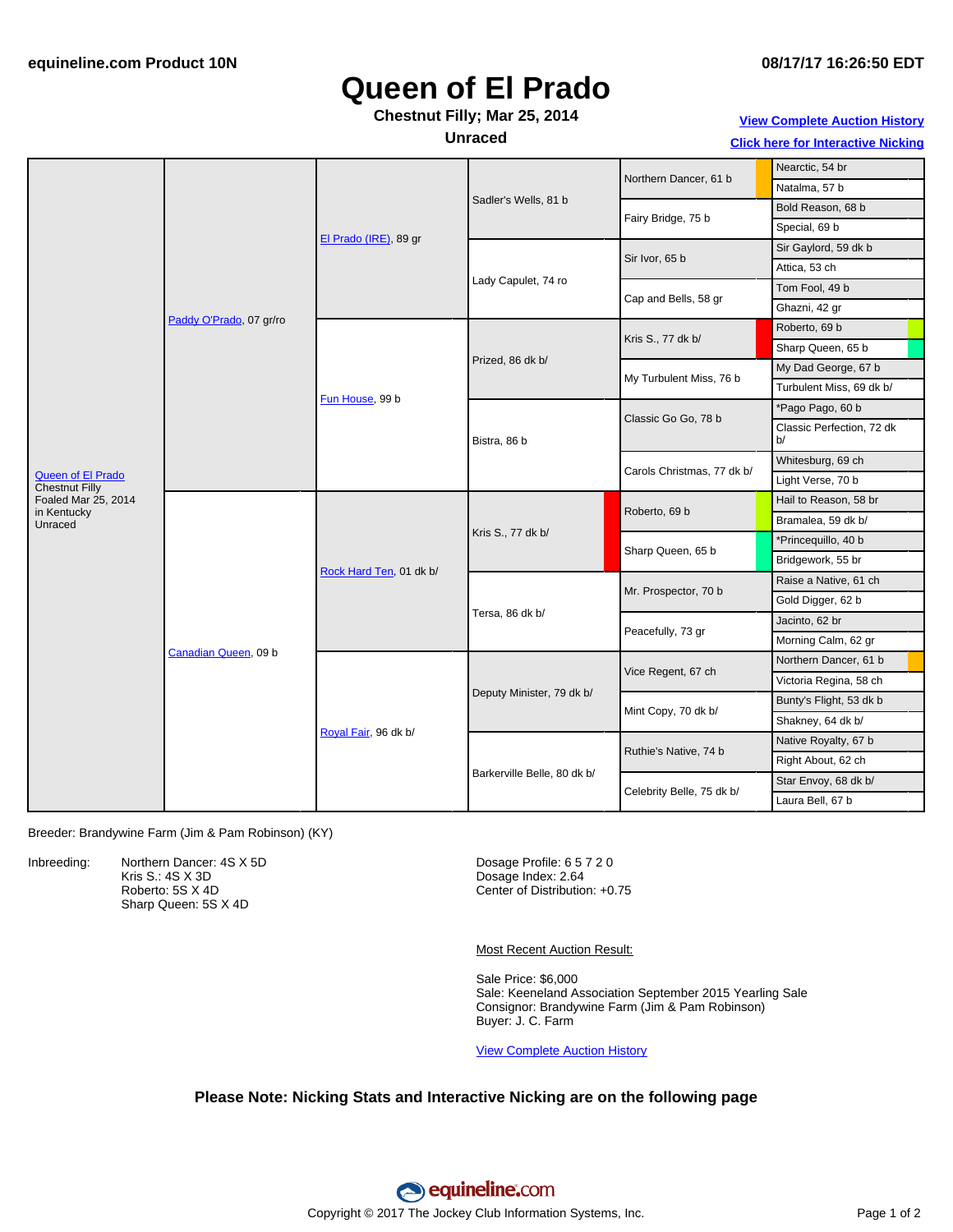equineline.com Product 10N

08/17/17 16:26:50 EDT

# Queen of El Prado

**Chestnut Filly; Mar 25, 2014**

**Unraced**

View Complete Auction History

Click here for Interactive Nicking

| Horse | Parents | Grandparents | Great-Grandparents | Gen 4 | Gen 5 |
|---|---|---|---|---|---|
| Queen of El Prado, Chestnut Filly, Foaled Mar 25, 2014 in Kentucky, Unraced | Paddy O'Prado, 07 gr/ro | El Prado (IRE), 89 gr | Sadler's Wells, 81 b | Northern Dancer, 61 b | Nearctic, 54 br |
| | | | | | Natalma, 57 b |
| | | | | Fairy Bridge, 75 b | Bold Reason, 68 b |
| | | | | | Special, 69 b |
| | | | Lady Capulet, 74 ro | Sir Ivor, 65 b | Sir Gaylord, 59 dk b |
| | | | | | Attica, 53 ch |
| | | | | Cap and Bells, 58 gr | Tom Fool, 49 b |
| | | | | | Ghazni, 42 gr |
| | | Fun House, 99 b | Prized, 86 dk b/ | Kris S., 77 dk b/ | Roberto, 69 b |
| | | | | | Sharp Queen, 65 b |
| | | | | My Turbulent Miss, 76 b | My Dad George, 67 b |
| | | | | | Turbulent Miss, 69 dk b/ |
| | | | Bistra, 86 b | Classic Go Go, 78 b | *Pago Pago, 60 b |
| | | | | | Classic Perfection, 72 dk b/ |
| | | | | Carols Christmas, 77 dk b/ | Whitesburg, 69 ch |
| | | | | | Light Verse, 70 b |
| | Canadian Queen, 09 b | Rock Hard Ten, 01 dk b/ | Kris S., 77 dk b/ | Roberto, 69 b | Hail to Reason, 58 br |
| | | | | | Bramalea, 59 dk b/ |
| | | | | Sharp Queen, 65 b | *Princequillo, 40 b |
| | | | | | Bridgework, 55 br |
| | | | Tersa, 86 dk b/ | Mr. Prospector, 70 b | Raise a Native, 61 ch |
| | | | | | Gold Digger, 62 b |
| | | | | Peacefully, 73 gr | Jacinto, 62 br |
| | | | | | Morning Calm, 62 gr |
| | | Royal Fair, 96 dk b/ | Deputy Minister, 79 dk b/ | Vice Regent, 67 ch | Northern Dancer, 61 b |
| | | | | | Victoria Regina, 58 ch |
| | | | | Mint Copy, 70 dk b/ | Bunty's Flight, 53 dk b |
| | | | | | Shakney, 64 dk b/ |
| | | | Barkerville Belle, 80 dk b/ | Ruthie's Native, 74 b | Native Royalty, 67 b |
| | | | | | Right About, 62 ch |
| | | | | Celebrity Belle, 75 dk b/ | Star Envoy, 68 dk b/ |
| | | | | | Laura Bell, 67 b |

Breeder: Brandywine Farm (Jim & Pam Robinson) (KY)

Inbreeding:
- Northern Dancer: 4S X 5D
- Kris S.: 4S X 3D
- Roberto: 5S X 4D
- Sharp Queen: 5S X 4D

Dosage Profile: 6 5 7 2 0
Dosage Index: 2.64
Center of Distribution: +0.75

Most Recent Auction Result:

Sale Price: $6,000
Sale: Keeneland Association September 2015 Yearling Sale
Consignor: Brandywine Farm (Jim & Pam Robinson)
Buyer: J. C. Farm

View Complete Auction History

**Please Note: Nicking Stats and Interactive Nicking are on the following page**

Copyright © 2017 The Jockey Club Information Systems, Inc.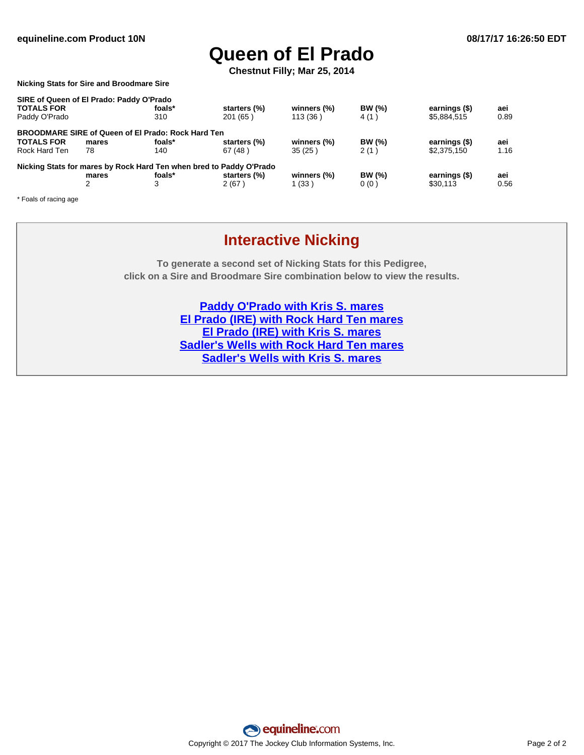# Queen of El Prado

**Chestnut Filly; Mar 25, 2014**

**Nicking Stats for Sire and Broodmare Sire**

**SIRE of Queen of El Prado: Paddy O'Prado**

| TOTALS FOR | | foals* | starters (%) | winners (%) | BW (%) | earnings ($) | aei |
|---|---|---|---|---|---|---|---|
| Paddy O'Prado | | 310 | 201 (65 ) | 113 (36 ) | 4 (1 ) | $5,884,515 | 0.89 |

**BROODMARE SIRE of Queen of El Prado: Rock Hard Ten**

| TOTALS FOR | mares | foals* | starters (%) | winners (%) | BW (%) | earnings ($) | aei |
|---|---|---|---|---|---|---|---|
| Rock Hard Ten | 78 | 140 | 67 (48 ) | 35 (25 ) | 2 (1 ) | $2,375,150 | 1.16 |

**Nicking Stats for mares by Rock Hard Ten when bred to Paddy O'Prado**

| | mares | foals* | starters (%) | winners (%) | BW (%) | earnings ($) | aei |
|---|---|---|---|---|---|---|---|
| | 2 | 3 | 2 (67 ) | 1 (33 ) | 0 (0 ) | $30,113 | 0.56 |

\* Foals of racing age

## Interactive Nicking

**To generate a second set of Nicking Stats for this Pedigree, click on a Sire and Broodmare Sire combination below to view the results.**

**Paddy O'Prado with Kris S. mares**
**El Prado (IRE) with Rock Hard Ten mares**
**El Prado (IRE) with Kris S. mares**
**Sadler's Wells with Rock Hard Ten mares**
**Sadler's Wells with Kris S. mares**

equineline.com

Copyright © 2017 The Jockey Club Information Systems, Inc.